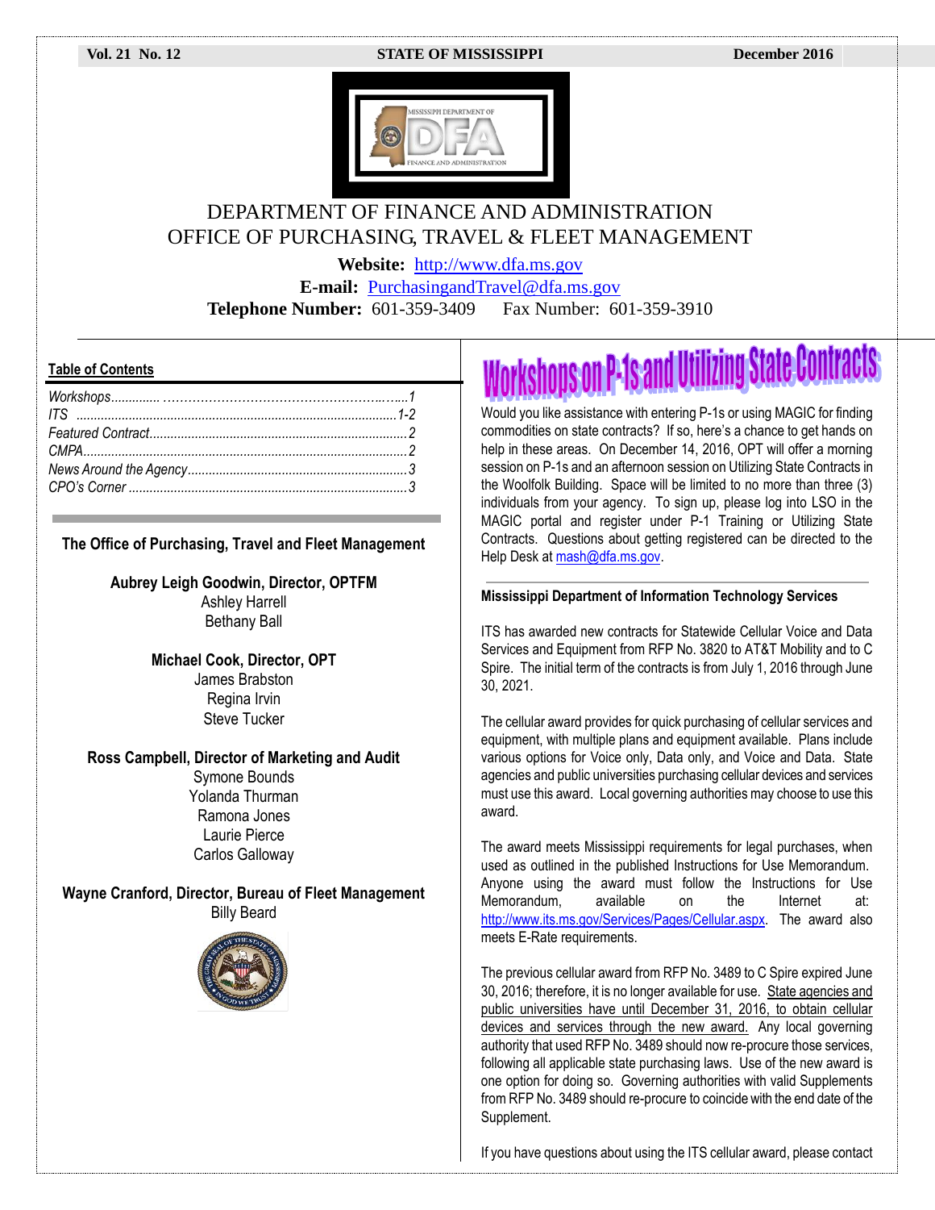Vol. 21 No. 12 | STATE OF MISSISSIPPI | December 2016

# DEPARTMENT OF FINANCE AND ADMINISTRATION
## OFFICE OF PURCHASING, TRAVEL & FLEET MANAGEMENT

**Website:** http://www.dfa.ms.gov
**E-mail:** PurchasingandTravel@dfa.ms.gov
**Telephone Number:** 601-359-3409 Fax Number: 601-359-3910

**Table of Contents**

*Workshops*.............1
*ITS*.............1-2
*Featured Contract*.............2
*CMPA*.............2
*News Around the Agency*.............3
*CPO's Corner*.............3

**The Office of Purchasing, Travel and Fleet Management**

**Aubrey Leigh Goodwin, Director, OPTFM**
Ashley Harrell
Bethany Ball

**Michael Cook, Director, OPT**
James Brabston
Regina Irvin
Steve Tucker

**Ross Campbell, Director of Marketing and Audit**
Symone Bounds
Yolanda Thurman
Ramona Jones
Laurie Pierce
Carlos Galloway

**Wayne Cranford, Director, Bureau of Fleet Management**
Billy Beard

## Workshops on P-1s and Utilizing State Contracts

Would you like assistance with entering P-1s or using MAGIC for finding commodities on state contracts? If so, here's a chance to get hands on help in these areas. On December 14, 2016, OPT will offer a morning session on P-1s and an afternoon session on Utilizing State Contracts in the Woolfolk Building. Space will be limited to no more than three (3) individuals from your agency. To sign up, please log into LSO in the MAGIC portal and register under P-1 Training or Utilizing State Contracts. Questions about getting registered can be directed to the Help Desk at mash@dfa.ms.gov.

### Mississippi Department of Information Technology Services

ITS has awarded new contracts for Statewide Cellular Voice and Data Services and Equipment from RFP No. 3820 to AT&T Mobility and to C Spire. The initial term of the contracts is from July 1, 2016 through June 30, 2021.

The cellular award provides for quick purchasing of cellular services and equipment, with multiple plans and equipment available. Plans include various options for Voice only, Data only, and Voice and Data. State agencies and public universities purchasing cellular devices and services must use this award. Local governing authorities may choose to use this award.

The award meets Mississippi requirements for legal purchases, when used as outlined in the published Instructions for Use Memorandum. Anyone using the award must follow the Instructions for Use Memorandum, available on the Internet at: http://www.its.ms.gov/Services/Pages/Cellular.aspx. The award also meets E-Rate requirements.

The previous cellular award from RFP No. 3489 to C Spire expired June 30, 2016; therefore, it is no longer available for use. State agencies and public universities have until December 31, 2016, to obtain cellular devices and services through the new award. Any local governing authority that used RFP No. 3489 should now re-procure those services, following all applicable state purchasing laws. Use of the new award is one option for doing so. Governing authorities with valid Supplements from RFP No. 3489 should re-procure to coincide with the end date of the Supplement.

If you have questions about using the ITS cellular award, please contact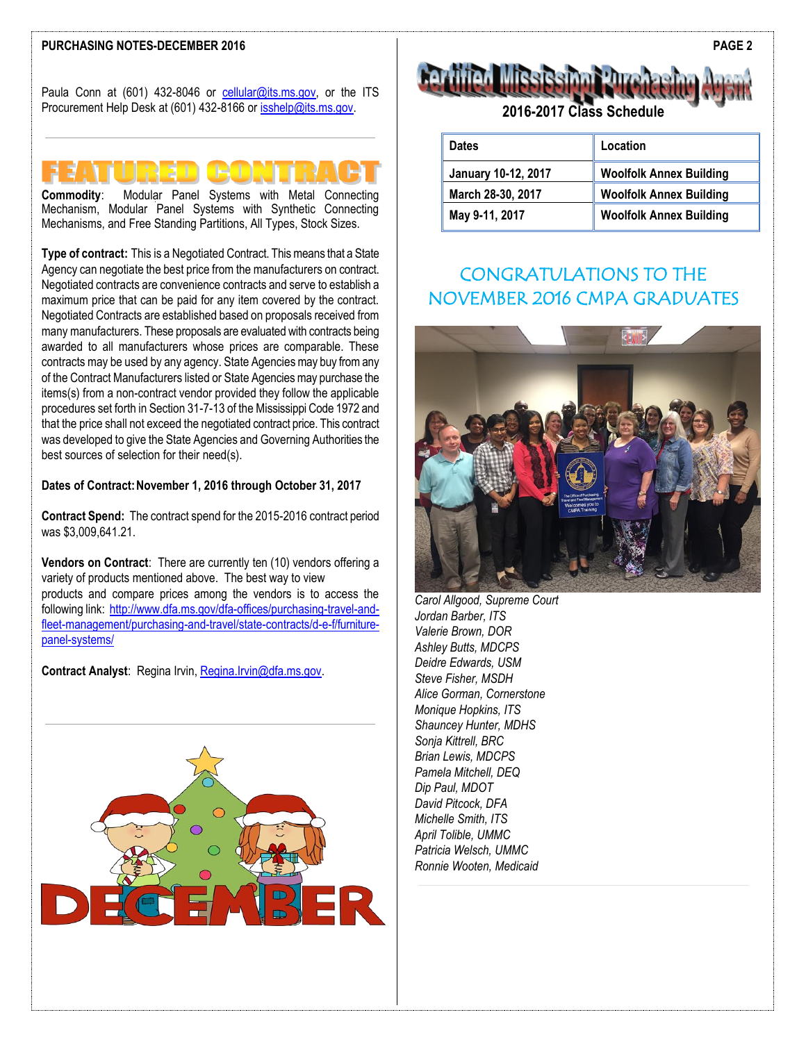Paula Conn at (601) 432-8046 or cellular@its.ms.gov, or the ITS Procurement Help Desk at (601) 432-8166 or isshelp@its.ms.gov.

## FEATURED CONTRACT

**Commodity**: Modular Panel Systems with Metal Connecting Mechanism, Modular Panel Systems with Synthetic Connecting Mechanisms, and Free Standing Partitions, All Types, Stock Sizes.

**Type of contract:** This is a Negotiated Contract. This means that a State Agency can negotiate the best price from the manufacturers on contract. Negotiated contracts are convenience contracts and serve to establish a maximum price that can be paid for any item covered by the contract. Negotiated Contracts are established based on proposals received from many manufacturers. These proposals are evaluated with contracts being awarded to all manufacturers whose prices are comparable. These contracts may be used by any agency. State Agencies may buy from any of the Contract Manufacturers listed or State Agencies may purchase the items(s) from a non-contract vendor provided they follow the applicable procedures set forth in Section 31-7-13 of the Mississippi Code 1972 and that the price shall not exceed the negotiated contract price. This contract was developed to give the State Agencies and Governing Authorities the best sources of selection for their need(s).

**Dates of Contract: November 1, 2016 through October 31, 2017**

**Contract Spend:** The contract spend for the 2015-2016 contract period was $3,009,641.21.

**Vendors on Contract**: There are currently ten (10) vendors offering a variety of products mentioned above. The best way to view products and compare prices among the vendors is to access the following link: http://www.dfa.ms.gov/dfa-offices/purchasing-travel-and-fleet-management/purchasing-and-travel/state-contracts/d-e-f/furniture-panel-systems/

**Contract Analyst**: Regina Irvin, Regina.Irvin@dfa.ms.gov.

## Certified Mississippi Purchasing Agent

### 2016-2017 Class Schedule

| Dates | Location |
|---|---|
| January 10-12, 2017 | Woolfolk Annex Building |
| March 28-30, 2017 | Woolfolk Annex Building |
| May 9-11, 2017 | Woolfolk Annex Building |

## CONGRATULATIONS TO THE NOVEMBER 2016 CMPA GRADUATES

*Carol Allgood, Supreme Court*
*Jordan Barber, ITS*
*Valerie Brown, DOR*
*Ashley Butts, MDCPS*
*Deidre Edwards, USM*
*Steve Fisher, MSDH*
*Alice Gorman, Cornerstone*
*Monique Hopkins, ITS*
*Shauncey Hunter, MDHS*
*Sonja Kittrell, BRC*
*Brian Lewis, MDCPS*
*Pamela Mitchell, DEQ*
*Dip Paul, MDOT*
*David Pitcock, DFA*
*Michelle Smith, ITS*
*April Tolible, UMMC*
*Patricia Welsch, UMMC*
*Ronnie Wooten, Medicaid*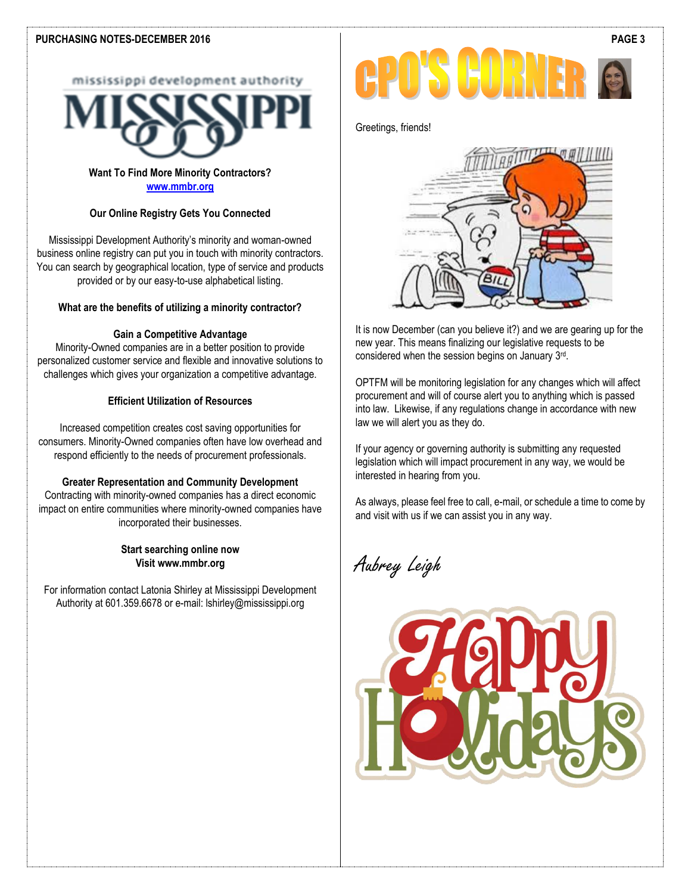mississippi development authority

MISSISSIPPI

**Want To Find More Minority Contractors?**
**www.mmbr.org**

**Our Online Registry Gets You Connected**

Mississippi Development Authority's minority and woman-owned business online registry can put you in touch with minority contractors. You can search by geographical location, type of service and products provided or by our easy-to-use alphabetical listing.

**What are the benefits of utilizing a minority contractor?**

**Gain a Competitive Advantage**

Minority-Owned companies are in a better position to provide personalized customer service and flexible and innovative solutions to challenges which gives your organization a competitive advantage.

**Efficient Utilization of Resources**

Increased competition creates cost saving opportunities for consumers. Minority-Owned companies often have low overhead and respond efficiently to the needs of procurement professionals.

**Greater Representation and Community Development**

Contracting with minority-owned companies has a direct economic impact on entire communities where minority-owned companies have incorporated their businesses.

**Start searching online now**
**Visit www.mmbr.org**

For information contact Latonia Shirley at Mississippi Development Authority at 601.359.6678 or e-mail: lshirley@mississippi.org

# CPO'S CORNER

Greetings, friends!

It is now December (can you believe it?) and we are gearing up for the new year. This means finalizing our legislative requests to be considered when the session begins on January 3rd.

OPTFM will be monitoring legislation for any changes which will affect procurement and will of course alert you to anything which is passed into law. Likewise, if any regulations change in accordance with new law we will alert you as they do.

If your agency or governing authority is submitting any requested legislation which will impact procurement in any way, we would be interested in hearing from you.

As always, please feel free to call, e-mail, or schedule a time to come by and visit with us if we can assist you in any way.

*Aubrey Leigh*

Happy Holidays